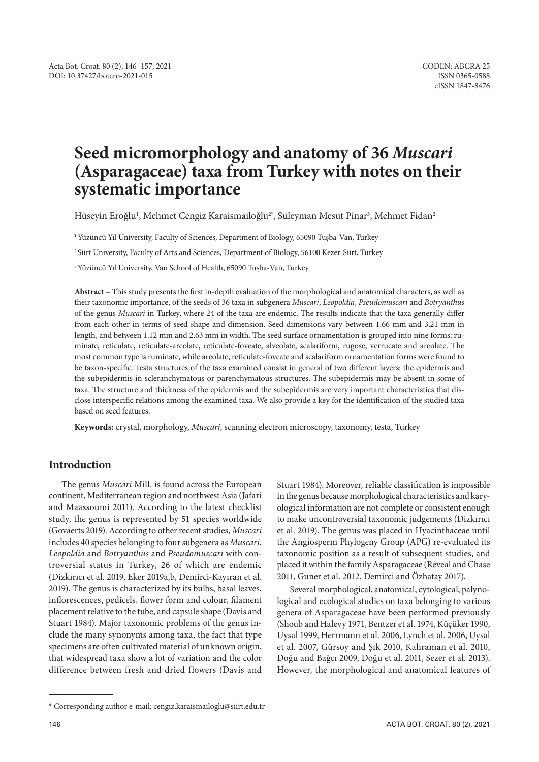# Seed micromorphology and anatomy of 36 *Muscari* (Asparagaceae) taxa from Turkey with notes on their systematic importance

Hüseyin Eroğlu[1], Mehmet Cengiz Karaismailoğlu[2*], Süleyman Mesut Pinar[3], Mehmet Fidan[2]

[1] Yüzüncü Yıl University, Faculty of Sciences, Department of Biology, 65090 Tuşba-Van, Turkey

[2] Siirt University, Faculty of Arts and Sciences, Department of Biology, 56100 Kezer-Siirt, Turkey

[3] Yüzüncü Yıl University, Van School of Health, 65090 Tuşba-Van, Turkey

**Abstract** – This study presents the first in-depth evaluation of the morphological and anatomical characters, as well as their taxonomic importance, of the seeds of 36 taxa in subgenera *Muscari*, *Leopoldia*, *Pseudomuscari* and *Botryanthus* of the genus *Muscari* in Turkey, where 24 of the taxa are endemic. The results indicate that the taxa generally differ from each other in terms of seed shape and dimension. Seed dimensions vary between 1.66 mm and 3.21 mm in length, and between 1.12 mm and 2.63 mm in width. The seed surface ornamentation is grouped into nine forms: ruminate, reticulate, reticulate-areolate, reticulate-foveate, alveolate, scalariform, rugose, verrucate and areolate. The most common type is ruminate, while areolate, reticulate-foveate and scalariform ornamentation forms were found to be taxon-specific. Testa structures of the taxa examined consist in general of two different layers: the epidermis and the subepidermis in scleranchymatous or parenchymatous structures. The subepidermis may be absent in some of taxa. The structure and thickness of the epidermis and the subepidermis are very important characteristics that disclose interspecific relations among the examined taxa. We also provide a key for the identification of the studied taxa based on seed features.

**Keywords:** crystal, morphology, *Muscari*, scanning electron microscopy, taxonomy, testa, Turkey

## Introduction

The genus *Muscari* Mill. is found across the European continent, Mediterranean region and northwest Asia (Jafari and Maassoumi 2011). According to the latest checklist study, the genus is represented by 51 species worldwide (Govaerts 2019). According to other recent studies, *Muscari* includes 40 species belonging to four subgenera as *Muscari*, *Leopoldia* and *Botryanthus* and *Pseudomuscari* with controversial status in Turkey, 26 of which are endemic (Dizkırıcı et al. 2019, Eker 2019a,b, Demirci-Kayıran et al. 2019). The genus is characterized by its bulbs, basal leaves, inflorescences, pedicels, flower form and colour, filament placement relative to the tube, and capsule shape (Davis and Stuart 1984). Major taxonomic problems of the genus include the many synonyms among taxa, the fact that type specimens are often cultivated material of unknown origin, that widespread taxa show a lot of variation and the color difference between fresh and dried flowers (Davis and Stuart 1984). Moreover, reliable classification is impossible in the genus because morphological characteristics and karyological information are not complete or consistent enough to make uncontroversial taxonomic judgements (Dizkırıcı et al. 2019). The genus was placed in Hyacinthaceae until the Angiosperm Phylogeny Group (APG) re-evaluated its taxonomic position as a result of subsequent studies, and placed it within the family Asparagaceae (Reveal and Chase 2011, Guner et al. 2012, Demirci and Özhatay 2017).

Several morphological, anatomical, cytological, palynological and ecological studies on taxa belonging to various genera of Asparagaceae have been performed previously (Shoub and Halevy 1971, Bentzer et al. 1974, Küçüker 1990, Uysal 1999, Herrmann et al. 2006, Lynch et al. 2006, Uysal et al. 2007, Gürsoy and Şık 2010, Kahraman et al. 2010, Doğu and Bağcı 2009, Doğu et al. 2011, Sezer et al. 2013). However, the morphological and anatomical features of

\* Corresponding author e-mail: cengiz.karaismailoglu@siirt.edu.tr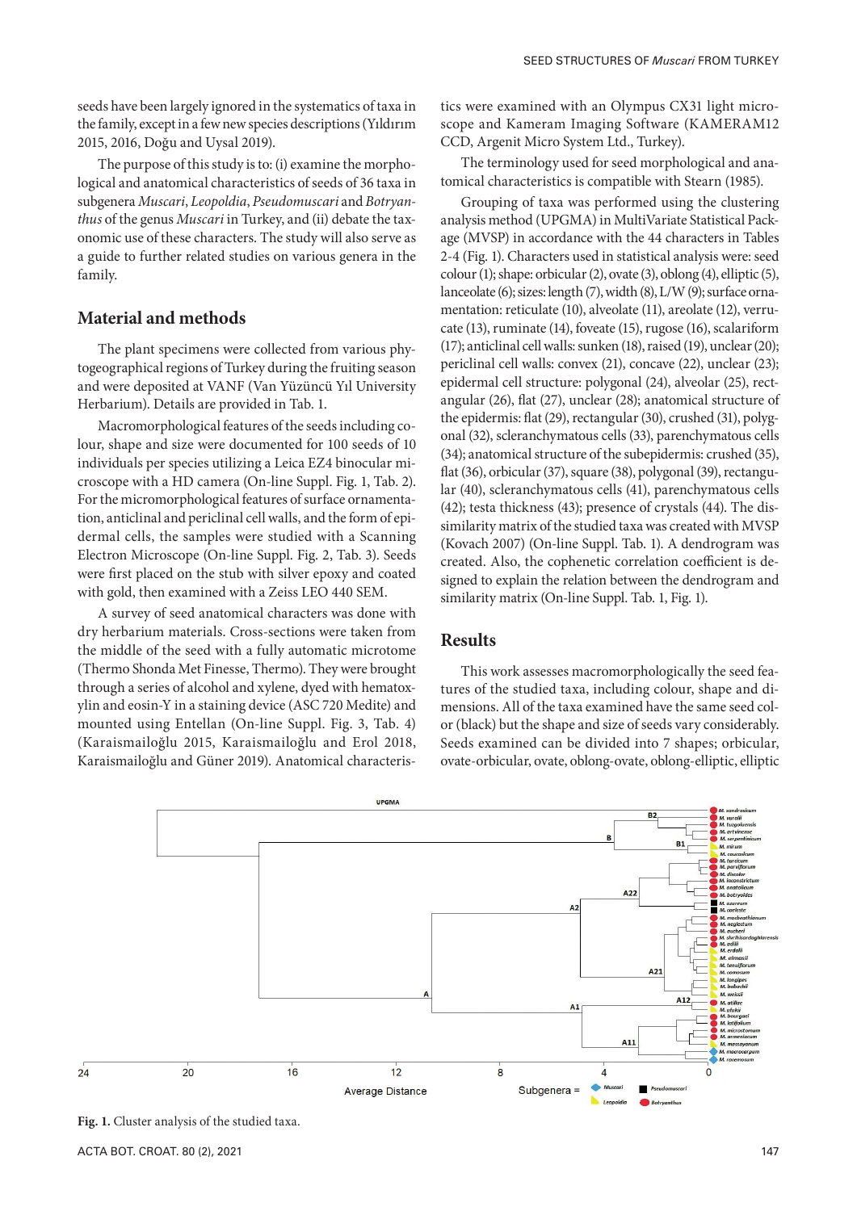seeds have been largely ignored in the systematics of taxa in the family, except in a few new species descriptions (Yıldırım 2015, 2016, Doğu and Uysal 2019).

The purpose of this study is to: (i) examine the morphological and anatomical characteristics of seeds of 36 taxa in subgenera *Muscari*, *Leopoldia*, *Pseudomuscari* and *Botryanthus* of the genus *Muscari* in Turkey, and (ii) debate the taxonomic use of these characters. The study will also serve as a guide to further related studies on various genera in the family.

## Material and methods

The plant specimens were collected from various phytogeographical regions of Turkey during the fruiting season and were deposited at VANF (Van Yüzüncü Yıl University Herbarium). Details are provided in Tab. 1.

Macromorphological features of the seeds including colour, shape and size were documented for 100 seeds of 10 individuals per species utilizing a Leica EZ4 binocular microscope with a HD camera (On-line Suppl. Fig. 1, Tab. 2). For the micromorphological features of surface ornamentation, anticlinal and periclinal cell walls, and the form of epidermal cells, the samples were studied with a Scanning Electron Microscope (On-line Suppl. Fig. 2, Tab. 3). Seeds were first placed on the stub with silver epoxy and coated with gold, then examined with a Zeiss LEO 440 SEM.

A survey of seed anatomical characters was done with dry herbarium materials. Cross-sections were taken from the middle of the seed with a fully automatic microtome (Thermo Shonda Met Finesse, Thermo). They were brought through a series of alcohol and xylene, dyed with hematoxylin and eosin-Y in a staining device (ASC 720 Medite) and mounted using Entellan (On-line Suppl. Fig. 3, Tab. 4) (Karaismailoğlu 2015, Karaismailoğlu and Erol 2018, Karaismailoğlu and Güner 2019). Anatomical characteristics were examined with an Olympus CX31 light microscope and Kameram Imaging Software (KAMERAM12 CCD, Argenit Micro System Ltd., Turkey).

The terminology used for seed morphological and anatomical characteristics is compatible with Stearn (1985).

Grouping of taxa was performed using the clustering analysis method (UPGMA) in MultiVariate Statistical Package (MVSP) in accordance with the 44 characters in Tables 2-4 (Fig. 1). Characters used in statistical analysis were: seed colour (1); shape: orbicular (2), ovate (3), oblong (4), elliptic (5), lanceolate (6); sizes: length (7), width (8), L/W (9); surface ornamentation: reticulate (10), alveolate (11), areolate (12), verrucate (13), ruminate (14), foveate (15), rugose (16), scalariform (17); anticlinal cell walls: sunken (18), raised (19), unclear (20); periclinal cell walls: convex (21), concave (22), unclear (23); epidermal cell structure: polygonal (24), alveolar (25), rectangular (26), flat (27), unclear (28); anatomical structure of the epidermis: flat (29), rectangular (30), crushed (31), polygonal (32), scleranchymatous cells (33), parenchymatous cells (34); anatomical structure of the subepidermis: crushed (35), flat (36), orbicular (37), square (38), polygonal (39), rectangular (40), scleranchymatous cells (41), parenchymatous cells (42); testa thickness (43); presence of crystals (44). The dissimilarity matrix of the studied taxa was created with MVSP (Kovach 2007) (On-line Suppl. Tab. 1). A dendrogram was created. Also, the cophenetic correlation coefficient is designed to explain the relation between the dendrogram and similarity matrix (On-line Suppl. Tab. 1, Fig. 1).

## Results

This work assesses macromorphologically the seed features of the studied taxa, including colour, shape and dimensions. All of the taxa examined have the same seed colour (black) but the shape and size of seeds vary considerably. Seeds examined can be divided into 7 shapes; orbicular, ovate-orbicular, ovate, oblong-ovate, oblong-elliptic, elliptic

**Fig. 1.** Cluster analysis of the studied taxa.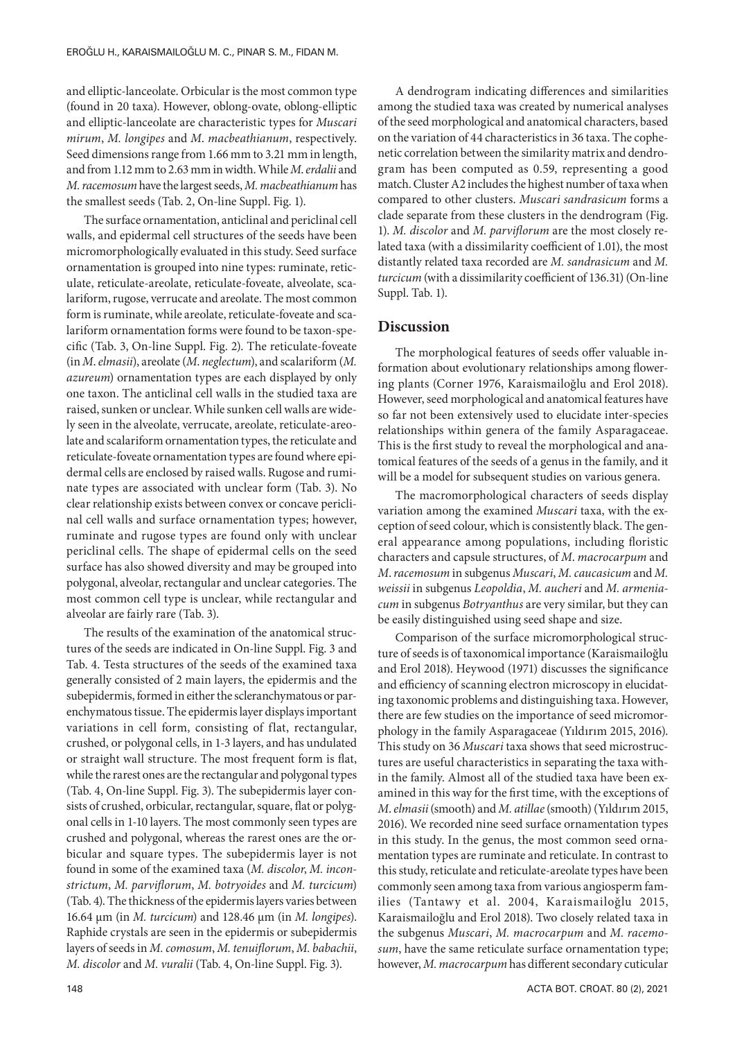and elliptic-lanceolate. Orbicular is the most common type (found in 20 taxa). However, oblong-ovate, oblong-elliptic and elliptic-lanceolate are characteristic types for *Muscari mirum*, *M. longipes* and *M. macbeathianum*, respectively. Seed dimensions range from 1.66 mm to 3.21 mm in length, and from 1.12 mm to 2.63 mm in width. While *M. erdalii* and *M. racemosum* have the largest seeds, *M. macbeathianum* has the smallest seeds (Tab. 2, On-line Suppl. Fig. 1).

The surface ornamentation, anticlinal and periclinal cell walls, and epidermal cell structures of the seeds have been micromorphologically evaluated in this study. Seed surface ornamentation is grouped into nine types: ruminate, reticulate, reticulate-areolate, reticulate-foveate, alveolate, scalariform, rugose, verrucate and areolate. The most common form is ruminate, while areolate, reticulate-foveate and scalariform ornamentation forms were found to be taxon-specific (Tab. 3, On-line Suppl. Fig. 2). The reticulate-foveate (in *M. elmasii*), areolate (*M. neglectum*), and scalariform (*M. azureum*) ornamentation types are each displayed by only one taxon. The anticlinal cell walls in the studied taxa are raised, sunken or unclear. While sunken cell walls are widely seen in the alveolate, verrucate, areolate, reticulate-areolate and scalariform ornamentation types, the reticulate and reticulate-foveate ornamentation types are found where epidermal cells are enclosed by raised walls. Rugose and ruminate types are associated with unclear form (Tab. 3). No clear relationship exists between convex or concave periclinal cell walls and surface ornamentation types; however, ruminate and rugose types are found only with unclear periclinal cells. The shape of epidermal cells on the seed surface has also showed diversity and may be grouped into polygonal, alveolar, rectangular and unclear categories. The most common cell type is unclear, while rectangular and alveolar are fairly rare (Tab. 3).

The results of the examination of the anatomical structures of the seeds are indicated in On-line Suppl. Fig. 3 and Tab. 4. Testa structures of the seeds of the examined taxa generally consisted of 2 main layers, the epidermis and the subepidermis, formed in either the scleranchymatous or parenchymatous tissue. The epidermis layer displays important variations in cell form, consisting of flat, rectangular, crushed, or polygonal cells, in 1-3 layers, and has undulated or straight wall structure. The most frequent form is flat, while the rarest ones are the rectangular and polygonal types (Tab. 4, On-line Suppl. Fig. 3). The subepidermis layer consists of crushed, orbicular, rectangular, square, flat or polygonal cells in 1-10 layers. The most commonly seen types are crushed and polygonal, whereas the rarest ones are the orbicular and square types. The subepidermis layer is not found in some of the examined taxa (*M. discolor*, *M. inconstrictum*, *M. parviflorum*, *M. botryoides* and *M. turcicum*) (Tab. 4). The thickness of the epidermis layers varies between 16.64 µm (in *M. turcicum*) and 128.46 µm (in *M. longipes*). Raphide crystals are seen in the epidermis or subepidermis layers of seeds in *M. comosum*, *M. tenuiflorum*, *M. babachii*, *M. discolor* and *M. vuralii* (Tab. 4, On-line Suppl. Fig. 3).

A dendrogram indicating differences and similarities among the studied taxa was created by numerical analyses of the seed morphological and anatomical characters, based on the variation of 44 characteristics in 36 taxa. The cophenetic correlation between the similarity matrix and dendrogram has been computed as 0.59, representing a good match. Cluster A2 includes the highest number of taxa when compared to other clusters. *Muscari sandrasicum* forms a clade separate from these clusters in the dendrogram (Fig. 1). *M. discolor* and *M. parviflorum* are the most closely related taxa (with a dissimilarity coefficient of 1.01), the most distantly related taxa recorded are *M. sandrasicum* and *M. turcicum* (with a dissimilarity coefficient of 136.31) (On-line Suppl. Tab. 1).

## Discussion

The morphological features of seeds offer valuable information about evolutionary relationships among flowering plants (Corner 1976, Karaismailoğlu and Erol 2018). However, seed morphological and anatomical features have so far not been extensively used to elucidate inter-species relationships within genera of the family Asparagaceae. This is the first study to reveal the morphological and anatomical features of the seeds of a genus in the family, and it will be a model for subsequent studies on various genera.

The macromorphological characters of seeds display variation among the examined *Muscari* taxa, with the exception of seed colour, which is consistently black. The general appearance among populations, including floristic characters and capsule structures, of *M. macrocarpum* and *M. racemosum* in subgenus *Muscari*, *M. caucasicum* and *M. weissii* in subgenus *Leopoldia*, *M. aucheri* and *M. armeniacum* in subgenus *Botryanthus* are very similar, but they can be easily distinguished using seed shape and size.

Comparison of the surface micromorphological structure of seeds is of taxonomical importance (Karaismailoğlu and Erol 2018). Heywood (1971) discusses the significance and efficiency of scanning electron microscopy in elucidating taxonomic problems and distinguishing taxa. However, there are few studies on the importance of seed micromorphology in the family Asparagaceae (Yıldırım 2015, 2016). This study on 36 *Muscari* taxa shows that seed microstructures are useful characteristics in separating the taxa within the family. Almost all of the studied taxa have been examined in this way for the first time, with the exceptions of *M. elmasii* (smooth) and *M. atillae* (smooth) (Yıldırım 2015, 2016). We recorded nine seed surface ornamentation types in this study. In the genus, the most common seed ornamentation types are ruminate and reticulate. In contrast to this study, reticulate and reticulate-areolate types have been commonly seen among taxa from various angiosperm families (Tantawy et al. 2004, Karaismailoğlu 2015, Karaismailoğlu and Erol 2018). Two closely related taxa in the subgenus *Muscari*, *M. macrocarpum* and *M. racemosum*, have the same reticulate surface ornamentation type; however, *M. macrocarpum* has different secondary cuticular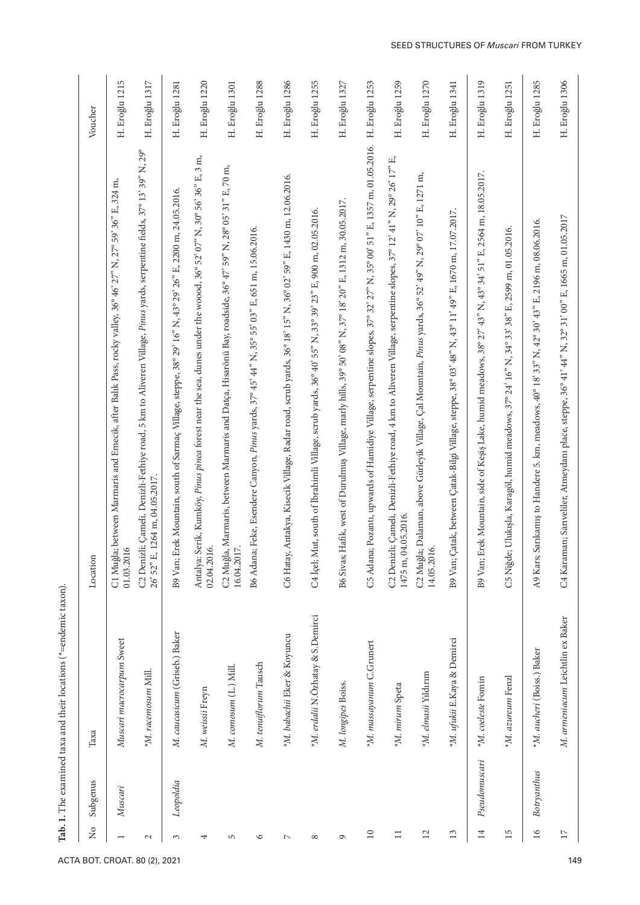**Tab. 1.** The examined taxa and their locations (*=endemic taxon).

| No | Subgenus | Taxa | Location | Voucher |
|---|---|---|---|---|
| 1 | *Muscari* | *Muscari macrocarpum* Sweet | C1 Muğla; between Marmaris and Emecik, after Balık Pass, rocky valley, 36° 46' 27" N, 27° 59' 36" E, 324 m, 01.03.2016 | H. Eroğlu 1215 |
| 2 | | **M. racemosum* Mill. | C2 Denizli; Çameli, Denizli-Fethiye road, 5 km to Aliveren Village, *Pinus* yards, serpentine fields, 37° 13' 39" N, 29° 26' 52" E, 1264 m, 04.05.2017. | H. Eroğlu 1317 |
| 3 | *Leopoldia* | *M. caucasicum* (Griseb.) Baker | B9 Van; Erek Mountain, south of Sarmaç Village, steppe, 38° 29' 16" N, 43° 29' 26" E, 2200 m, 24.05.2016. | H. Eroğlu 1281 |
| 4 | | *M. weissii* Freyn | Antalya: Serik, Kumköy, *Pinus pinea* forest near the sea, dunes under the woood, 36° 52' 07" N, 30° 56' 36" E, 3 m, 02.04.2016. | H. Eroğlu 1220 |
| 5 | | *M. comosum* (L.) Mill. | C2 Muğla, Marmaris, between Marmaris and Datça, Hisarönü Bay, roadside, 36° 47' 59" N, 28° 05' 31" E, 70 m, 16.04.2017. | H. Eroğlu 1301 |
| 6 | | *M. tenuiflorum* Tausch | B6 Adana; Feke, Esendere Canyon, *Pinus* yards, 37° 45' 44" N, 35° 55' 03" E, 651 m, 15.06.2016. | H. Eroğlu 1288 |
| 7 | | **M. babachii* Eker & Koyuncu | C6 Hatay, Antakya, Kisecik Village, Radar road, scrub yards, 36° 18' 15" N, 36° 02' 59" E, 1430 m, 12.06.2016. | H. Eroğlu 1286 |
| 8 | | **M. erdalii* N.Özhatay & S.Demirci | C4 İçel; Mut, south of İbrahimli Village, scrub yards, 36° 40' 55" N, 33° 39' 23" E, 900 m, 02.05.2016. | H. Eroğlu 1255 |
| 9 | | *M. longipes* Boiss. | B6 Sivas; Hafik, west of Durulmuş Village, marly hills, 39° 50' 08" N, 37° 18' 20" E, 1312 m, 30.05.2017. | H. Eroğlu 1327 |
| 10 | | **M. massayanum* C.Grunert | C5 Adana; Pozantı, upwards of Hamidiye Village, serpentine slopes, 37° 32' 27" N, 35° 00' 51" E, 1357 m, 01.05.2016. | H. Eroğlu 1253 |
| 11 | | **M. mirum* Speta | C2 Denizli; Çameli, Denizli-Fethiye road, 4 km to Aliveren Village, serpentine slopes, 37° 12' 41" N, 29° 26' 17" E, 1475 m, 04.05.2016. | H. Eroğlu 1259 |
| 12 | | **M. elmasii* Yıldırım | C2 Muğla; Dalaman, above Gürleyik Village, Çal Mountain, *Pinus* yards, 36° 52' 49" N, 29° 07' 10" E, 1271 m, 14.05.2016. | H. Eroğlu 1270 |
| 13 | | **M. ufukii* E.Kaya & Demirci | B9 Van; Çatak, between Çatak-Bilgi Village, steppe, 38° 03' 48" N, 43° 11' 49" E, 1670 m, 17.07.2017. | H. Eroğlu 1341 |
| 14 | *Pseudomuscari* | **M. coeleste* Fomin | B9 Van; Erek Mountain, side of Keşiş Lake, humid meadows, 38° 27' 43" N, 43° 34' 51" E, 2564 m, 18.05.2017. | H. Eroğlu 1319 |
| 15 | | **M. azureum* Fenzl | C5 Niğde; Ulukışla, Karagöl, humid meadows, 37° 24' 16" N, 34° 33' 38" E, 2599 m, 01.05.2016. | H. Eroğlu 1251 |
| 16 | *Botryanthus* | **M. aucheri* (Boiss.) Baker | A9 Kars; Sarıkamış to Handere 5. km, meadows, 40° 18' 33" N, 42° 30' 43" E, 2196 m, 08.06.2016. | H. Eroğlu 1285 |
| 17 | | *M. armeniacum* Leichtlin ex Baker | C4 Karaman; Sarıveliler, Atmeydanı place, steppe, 36° 41' 44" N, 32° 31' 00" E, 1665 m, 01.05.2017 | H. Eroğlu 1306 |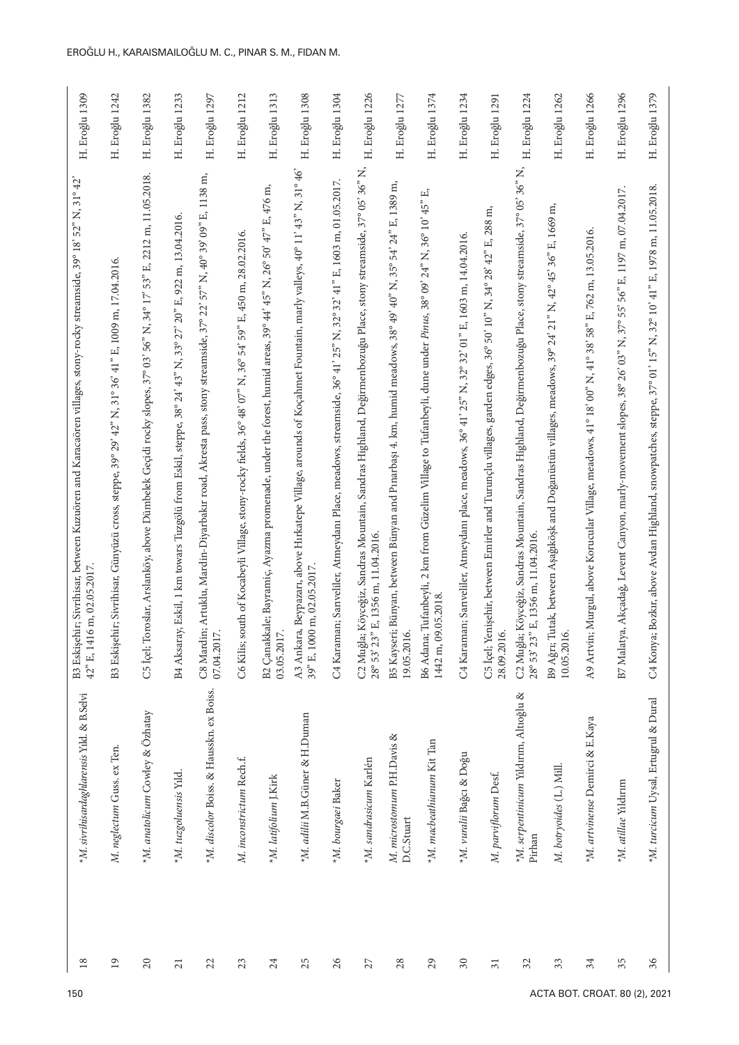| | | | |
|---|---|---|---|
| 18 | *M. sivrihisardaghlarensis Yıld. & B.Selvi | B3 Eskişehir; Sivrihisar, between Kuzuören and Karacaören villages, stony-rocky streamside, 39° 18' 52" N, 31° 42' 42" E, 1416 m, 02.05.2017. | H. Eroğlu 1309 |
| 19 | M. neglectum Guss. ex Ten. | B3 Eskişehir; Sivrihisar, Günyüzü cross, steppe, 39° 29' 42" N, 31° 36' 41" E, 1009 m, 17.04.2016. | H. Eroğlu 1242 |
| 20 | *M. anatolicum Cowley & Özhatay | C5 İçel; Toroslar, Arslanköy, above Dümbelek Geçidi rocky slopes, 37° 03' 56" N, 34° 17' 53" E, 2212 m, 11.05.2018. | H. Eroğlu 1382 |
| 21 | *M. tuzgoluensis Yıld. | B4 Aksaray, Eskil, 1 km towars Tuzgölü from Eskil, steppe, 38° 24' 43" N, 33° 27' 20" E, 922 m, 13.04.2016. | H. Eroğlu 1233 |
| 22 | *M. discolor Boiss. & Hausskn. ex Boiss. | C8 Mardin; Artuklu, Mardin-Diyarbakır road, Akresta pass, stony streamside, 37° 22' 57" N, 40° 39' 09" E, 1138 m, 07.04.2017. | H. Eroğlu 1297 |
| 23 | M. inconstrictum Rech.f. | C6 Kilis; south of Kocabeyli Village, stony-rocky fields, 36° 48' 07" N, 36° 54' 59" E, 450 m, 28.02.2016. | H. Eroğlu 1212 |
| 24 | *M. latifolium J.Kirk | B2 Çanakkale; Bayramiç, Ayazma promenade, under the forest, humid areas, 39° 44' 45" N, 26° 50' 47" E, 476 m, 03.05.2017. | H. Eroğlu 1313 |
| 25 | *M. adilii M.B.Güner & H.Duman | A3 Ankara, Beypazarı, above Hırkatepe Village, arounds of Koçahmet Fountain, marly valleys, 40° 11' 43" N, 31° 46' 39" E, 1000 m, 02.05.2017. | H. Eroğlu 1308 |
| 26 | *M. bourgaei Baker | C4 Karaman; Sarıveliler, Atmeydanı Place, meadows, streamside, 36° 41' 25" N, 32° 32' 41" E, 1603 m, 01.05.2017. | H. Eroğlu 1304 |
| 27 | *M. sandrasicum Karlén | C2 Muğla; Köyceğiz, Sandras Mountain, Sandras Highland, Değirmenbozuğu Place, stony streamside, 37° 05' 36" N, 28° 53' 23" E, 1356 m, 11.04.2016. | H. Eroğlu 1226 |
| 28 | M. microstomum P.H.Davis & D.C.Stuart | B5 Kayseri; Bünyan, between Bünyan and Pınarbaşı 4. km, humid meadows, 38° 49' 40" N, 35° 54' 24" E, 1389 m, 19.05.2016. | H. Eroğlu 1277 |
| 29 | *M. macbeathianum Kit Tan | B6 Adana; Tufanbeyli, 2 km from Güzelim Village to Tufanbeyli, dune under *Pinus*, 38° 09' 24" N, 36° 10' 45" E, 1442 m, 09.05.2018. | H. Eroğlu 1374 |
| 30 | *M. vuralii Bağcı & Doğu | C4 Karaman; Sarıveliler, Atmeydanı place, meadows, 36° 41' 25" N, 32° 32' 01" E, 1603 m, 14.04.2016. | H. Eroğlu 1234 |
| 31 | M. parviflorum Desf. | C5 İçel; Yenişehir, between Emirler and Turunçlu villages, garden edges, 36° 50' 10" N, 34° 28' 42" E, 288 m, 28.09.2016. | H. Eroğlu 1291 |
| 32 | *M. serpentinicum Yıldırım, Altıoğlu & Pirhan | C2 Muğla; Köyceğiz, Sandras Mountain, Sandras Highland, Değirmenbozuğu Place, stony streamside, 37° 05' 36" N, 28° 53' 23" E, 1356 m, 11.04.2016. | H. Eroğlu 1224 |
| 33 | M. botryoides (L.) Mill. | B9 Ağrı; Tutak, between Aşağıköşk and Doğanüstün villages, meadows, 39° 24' 21" N, 42° 45' 36" E, 1669 m, 10.05.2016. | H. Eroğlu 1262 |
| 34 | *M. artvinense Demirci & E.Kaya | A9 Artvin; Murgul, above Korucular Village, meadows, 41° 18' 00" N, 41° 38' 58" E, 762 m, 13.05.2016. | H. Eroğlu 1266 |
| 35 | *M. atillae Yıldırım | B7 Malatya, Akçadağ, Levent Canyon, marly-movement slopes, 38° 26' 03" N, 37° 55' 56" E, 1197 m, 07.04.2017. | H. Eroğlu 1296 |
| 36 | *M. turcicum Uysal, Ertugrul & Dural | C4 Konya; Bozkır, above Avdan Highland, snowpatches, steppe, 37° 01' 15" N, 32° 10' 41" E, 1978 m, 11.05.2018. | H. Eroğlu 1379 |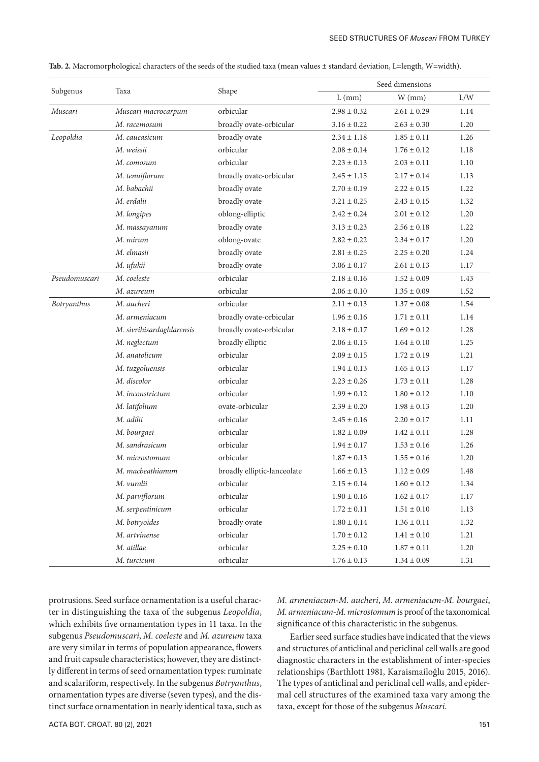**Tab. 2.** Macromorphological characters of the seeds of the studied taxa (mean values ± standard deviation, L=length, W=width).

| Subgenus | Taxa | Shape | Seed dimensions | | |
|---|---|---|---|---|---|
| | | | L (mm) | W (mm) | L/W |
| *Muscari* | *Muscari macrocarpum* | orbicular | 2.98 ± 0.32 | 2.61 ± 0.29 | 1.14 |
| | *M. racemosum* | broadly ovate-orbicular | 3.16 ± 0.22 | 2.63 ± 0.30 | 1.20 |
| *Leopoldia* | *M. caucasicum* | broadly ovate | 2.34 ± 1.18 | 1.85 ± 0.11 | 1.26 |
| | *M. weissii* | orbicular | 2.08 ± 0.14 | 1.76 ± 0.12 | 1.18 |
| | *M. comosum* | orbicular | 2.23 ± 0.13 | 2.03 ± 0.11 | 1.10 |
| | *M. tenuiflorum* | broadly ovate-orbicular | 2.45 ± 1.15 | 2.17 ± 0.14 | 1.13 |
| | *M. babachii* | broadly ovate | 2.70 ± 0.19 | 2.22 ± 0.15 | 1.22 |
| | *M. erdalii* | broadly ovate | 3.21 ± 0.25 | 2.43 ± 0.15 | 1.32 |
| | *M. longipes* | oblong-elliptic | 2.42 ± 0.24 | 2.01 ± 0.12 | 1.20 |
| | *M. massayanum* | broadly ovate | 3.13 ± 0.23 | 2.56 ± 0.18 | 1.22 |
| | *M. mirum* | oblong-ovate | 2.82 ± 0.22 | 2.34 ± 0.17 | 1.20 |
| | *M. elmasii* | broadly ovate | 2.81 ± 0.25 | 2.25 ± 0.20 | 1.24 |
| | *M. ufukii* | broadly ovate | 3.06 ± 0.17 | 2.61 ± 0.13 | 1.17 |
| *Pseudomuscari* | *M. coeleste* | orbicular | 2.18 ± 0.16 | 1.52 ± 0.09 | 1.43 |
| | *M. azureum* | orbicular | 2.06 ± 0.10 | 1.35 ± 0.09 | 1.52 |
| *Botryanthus* | *M. aucheri* | orbicular | 2.11 ± 0.13 | 1.37 ± 0.08 | 1.54 |
| | *M. armeniacum* | broadly ovate-orbicular | 1.96 ± 0.16 | 1.71 ± 0.11 | 1.14 |
| | *M. sivrihisardaghlarensis* | broadly ovate-orbicular | 2.18 ± 0.17 | 1.69 ± 0.12 | 1.28 |
| | *M. neglectum* | broadly elliptic | 2.06 ± 0.15 | 1.64 ± 0.10 | 1.25 |
| | *M. anatolicum* | orbicular | 2.09 ± 0.15 | 1.72 ± 0.19 | 1.21 |
| | *M. tuzgoluensis* | orbicular | 1.94 ± 0.13 | 1.65 ± 0.13 | 1.17 |
| | *M. discolor* | orbicular | 2.23 ± 0.26 | 1.73 ± 0.11 | 1.28 |
| | *M. inconstrictum* | orbicular | 1.99 ± 0.12 | 1.80 ± 0.12 | 1.10 |
| | *M. latifolium* | ovate-orbicular | 2.39 ± 0.20 | 1.98 ± 0.13 | 1.20 |
| | *M. adilii* | orbicular | 2.45 ± 0.16 | 2.20 ± 0.17 | 1.11 |
| | *M. bourgaei* | orbicular | 1.82 ± 0.09 | 1.42 ± 0.11 | 1.28 |
| | *M. sandrasicum* | orbicular | 1.94 ± 0.17 | 1.53 ± 0.16 | 1.26 |
| | *M. microstomum* | orbicular | 1.87 ± 0.13 | 1.55 ± 0.16 | 1.20 |
| | *M. macbeathianum* | broadly elliptic-lanceolate | 1.66 ± 0.13 | 1.12 ± 0.09 | 1.48 |
| | *M. vuralii* | orbicular | 2.15 ± 0.14 | 1.60 ± 0.12 | 1.34 |
| | *M. parviflorum* | orbicular | 1.90 ± 0.16 | 1.62 ± 0.17 | 1.17 |
| | *M. serpentinicum* | orbicular | 1.72 ± 0.11 | 1.51 ± 0.10 | 1.13 |
| | *M. botryoides* | broadly ovate | 1.80 ± 0.14 | 1.36 ± 0.11 | 1.32 |
| | *M. artvinense* | orbicular | 1.70 ± 0.12 | 1.41 ± 0.10 | 1.21 |
| | *M. atillae* | orbicular | 2.25 ± 0.10 | 1.87 ± 0.11 | 1.20 |
| | *M. turcicum* | orbicular | 1.76 ± 0.13 | 1.34 ± 0.09 | 1.31 |

protrusions. Seed surface ornamentation is a useful character in distinguishing the taxa of the subgenus *Leopoldia*, which exhibits five ornamentation types in 11 taxa. In the subgenus *Pseudomuscari*, *M. coeleste* and *M. azureum* taxa are very similar in terms of population appearance, flowers and fruit capsule characteristics; however, they are distinctly different in terms of seed ornamentation types: ruminate and scalariform, respectively. In the subgenus *Botryanthus*, ornamentation types are diverse (seven types), and the distinct surface ornamentation in nearly identical taxa, such as *M. armeniacum-M. aucheri*, *M. armeniacum-M. bourgaei*, *M. armeniacum-M. microstomum* is proof of the taxonomical significance of this characteristic in the subgenus.

Earlier seed surface studies have indicated that the views and structures of anticlinal and periclinal cell walls are good diagnostic characters in the establishment of inter-species relationships (Barthlott 1981, Karaismailoğlu 2015, 2016). The types of anticlinal and periclinal cell walls, and epidermal cell structures of the examined taxa vary among the taxa, except for those of the subgenus *Muscari*.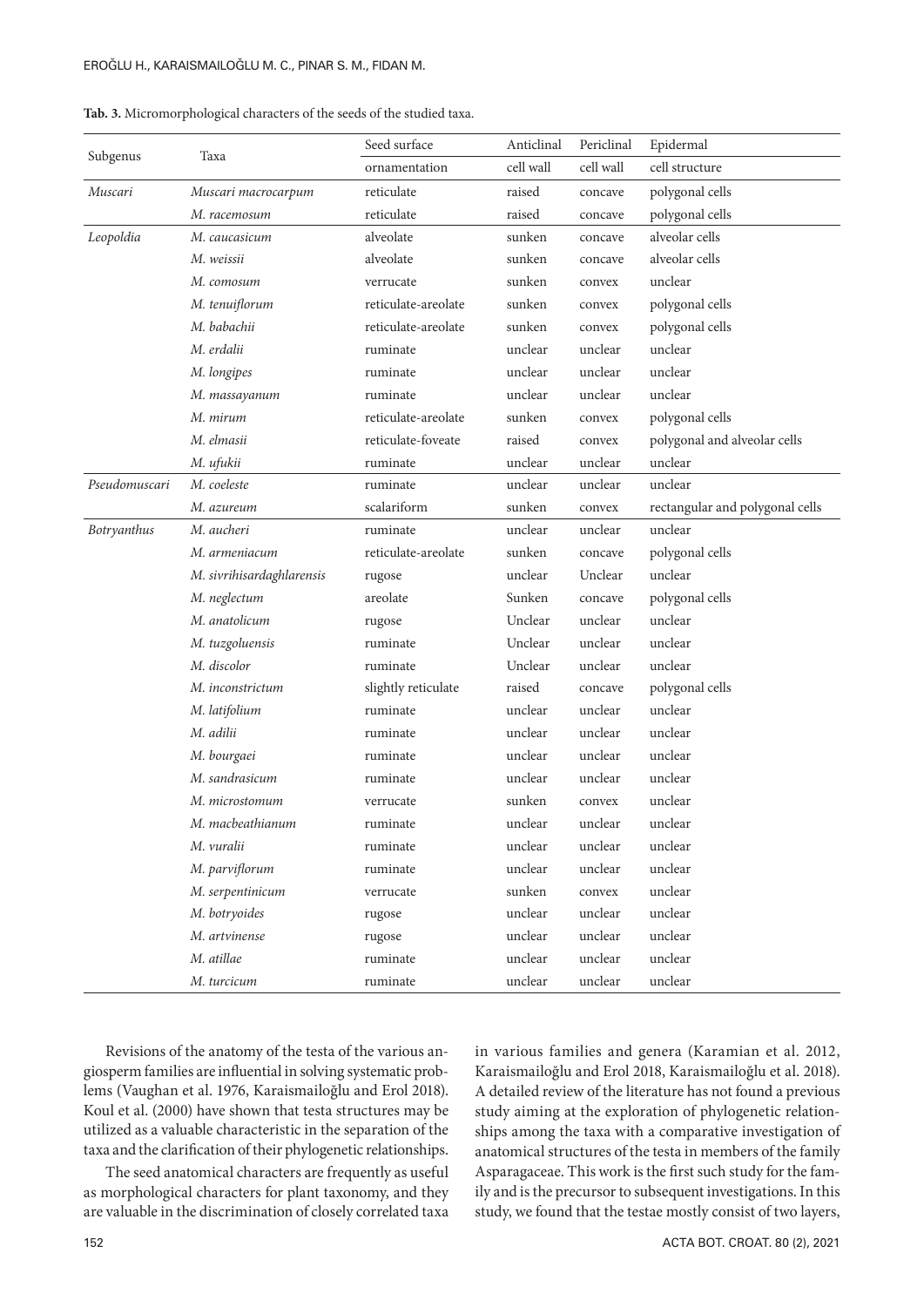**Tab. 3.** Micromorphological characters of the seeds of the studied taxa.

| Subgenus | Taxa | Seed surface ornamentation | Anticlinal cell wall | Periclinal cell wall | Epidermal cell structure |
|---|---|---|---|---|---|
| *Muscari* | *Muscari macrocarpum* | reticulate | raised | concave | polygonal cells |
| | *M. racemosum* | reticulate | raised | concave | polygonal cells |
| *Leopoldia* | *M. caucasicum* | alveolate | sunken | concave | alveolar cells |
| | *M. weissii* | alveolate | sunken | concave | alveolar cells |
| | *M. comosum* | verrucate | sunken | convex | unclear |
| | *M. tenuiflorum* | reticulate-areolate | sunken | convex | polygonal cells |
| | *M. babachii* | reticulate-areolate | sunken | convex | polygonal cells |
| | *M. erdalii* | ruminate | unclear | unclear | unclear |
| | *M. longipes* | ruminate | unclear | unclear | unclear |
| | *M. massayanum* | ruminate | unclear | unclear | unclear |
| | *M. mirum* | reticulate-areolate | sunken | convex | polygonal cells |
| | *M. elmasii* | reticulate-foveate | raised | convex | polygonal and alveolar cells |
| | *M. ufukii* | ruminate | unclear | unclear | unclear |
| *Pseudomuscari* | *M. coeleste* | ruminate | unclear | unclear | unclear |
| | *M. azureum* | scalariform | sunken | convex | rectangular and polygonal cells |
| *Botryanthus* | *M. aucheri* | ruminate | unclear | unclear | unclear |
| | *M. armeniacum* | reticulate-areolate | sunken | concave | polygonal cells |
| | *M. sivrihisardaghlarensis* | rugose | unclear | Unclear | unclear |
| | *M. neglectum* | areolate | Sunken | concave | polygonal cells |
| | *M. anatolicum* | rugose | Unclear | unclear | unclear |
| | *M. tuzgoluensis* | ruminate | Unclear | unclear | unclear |
| | *M. discolor* | ruminate | Unclear | unclear | unclear |
| | *M. inconstrictum* | slightly reticulate | raised | concave | polygonal cells |
| | *M. latifolium* | ruminate | unclear | unclear | unclear |
| | *M. adilii* | ruminate | unclear | unclear | unclear |
| | *M. bourgaei* | ruminate | unclear | unclear | unclear |
| | *M. sandrasicum* | ruminate | unclear | unclear | unclear |
| | *M. microstomum* | verrucate | sunken | convex | unclear |
| | *M. macbeathianum* | ruminate | unclear | unclear | unclear |
| | *M. vuralii* | ruminate | unclear | unclear | unclear |
| | *M. parviflorum* | ruminate | unclear | unclear | unclear |
| | *M. serpentinicum* | verrucate | sunken | convex | unclear |
| | *M. botryoides* | rugose | unclear | unclear | unclear |
| | *M. artvinense* | rugose | unclear | unclear | unclear |
| | *M. atillae* | ruminate | unclear | unclear | unclear |
| | *M. turcicum* | ruminate | unclear | unclear | unclear |

Revisions of the anatomy of the testa of the various angiosperm families are influential in solving systematic problems (Vaughan et al. 1976, Karaismailoğlu and Erol 2018). Koul et al. (2000) have shown that testa structures may be utilized as a valuable characteristic in the separation of the taxa and the clarification of their phylogenetic relationships.

The seed anatomical characters are frequently as useful as morphological characters for plant taxonomy, and they are valuable in the discrimination of closely correlated taxa in various families and genera (Karamian et al. 2012, Karaismailoğlu and Erol 2018, Karaismailoğlu et al. 2018). A detailed review of the literature has not found a previous study aiming at the exploration of phylogenetic relationships among the taxa with a comparative investigation of anatomical structures of the testa in members of the family Asparagaceae. This work is the first such study for the family and is the precursor to subsequent investigations. In this study, we found that the testae mostly consist of two layers,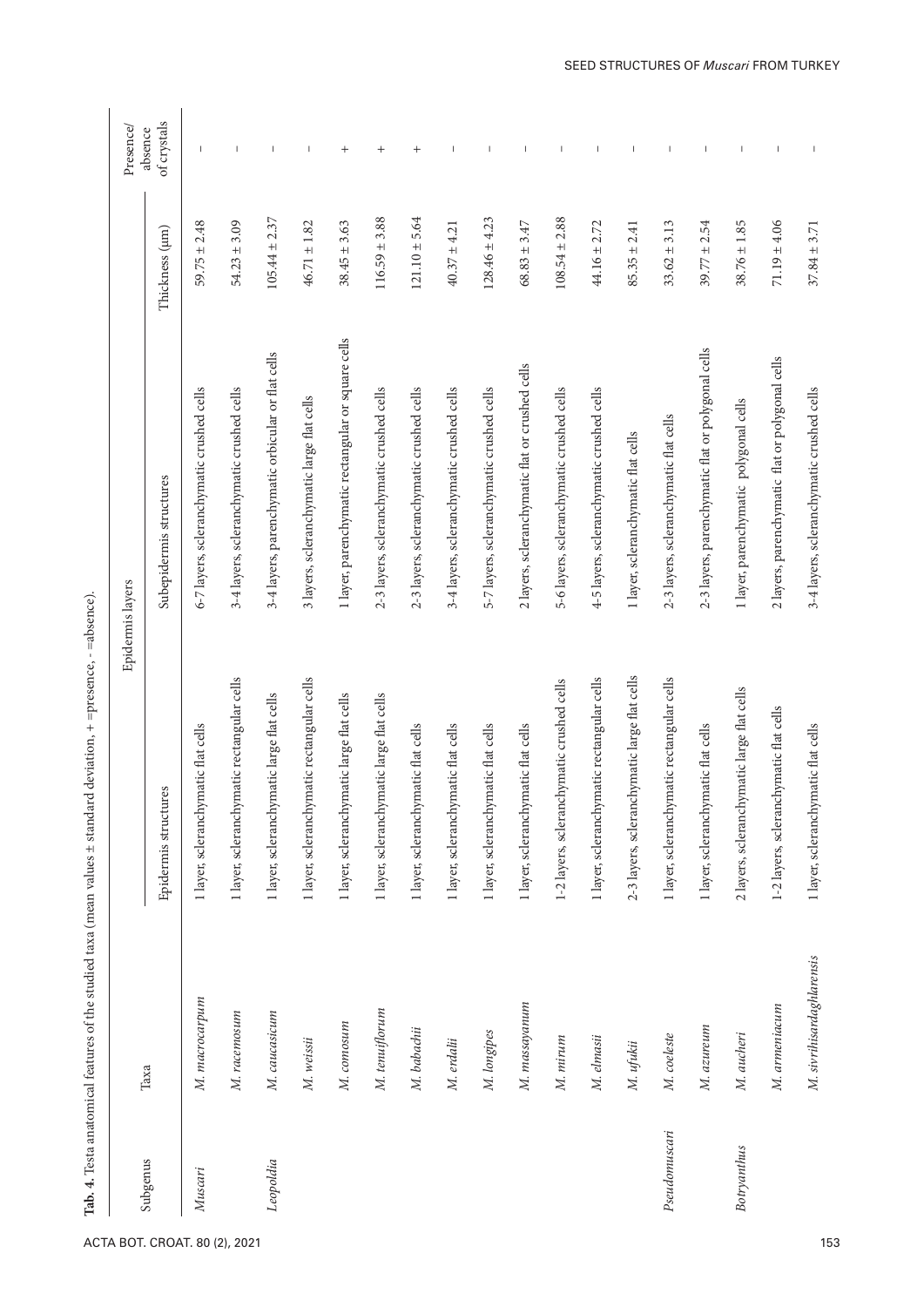**Tab. 4.** Testa anatomical features of the studied taxa (mean values ± standard deviation, + =presence, - =absence).

| Subgenus | Taxa | Epidermis layers | | | Presence/ absence of crystals |
|---|---|---|---|---|---|
| | | Epidermis structures | Subepidermis structures | Thickness (µm) | |
| *Muscari* | *M. macrocarpum* | 1 layer, sclerenchymatic flat cells | 6-7 layers, sclerenchymatic crushed cells | 59.75 ± 2.48 | – |
| | *M. racemosum* | 1 layer, sclerenchymatic rectangular cells | 3-4 layers, sclerenchymatic crushed cells | 54.23 ± 3.09 | – |
| *Leopoldia* | *M. caucasicum* | 1 layer, sclerenchymatic large flat cells | 3-4 layers, parenchymatic orbicular or flat cells | 105.44 ± 2.37 | – |
| | *M. weissii* | 1 layer, sclerenchymatic rectangular cells | 3 layers, sclerenchymatic large flat cells | 46.71 ± 1.82 | – |
| | *M. comosum* | 1 layer, sclerenchymatic large flat cells | 1 layer, parenchymatic rectangular or square cells | 38.45 ± 3.63 | + |
| | *M. tenuiflorum* | 1 layer, sclerenchymatic large flat cells | 2-3 layers, sclerenchymatic crushed cells | 116.59 ± 3.88 | + |
| | *M. babachii* | 1 layer, sclerenchymatic flat cells | 2-3 layers, sclerenchymatic crushed cells | 121.10 ± 5.64 | + |
| | *M. erdalii* | 1 layer, sclerenchymatic flat cells | 3-4 layers, sclerenchymatic crushed cells | 40.37 ± 4.21 | – |
| | *M. longipes* | 1 layer, sclerenchymatic flat cells | 5-7 layers, sclerenchymatic crushed cells | 128.46 ± 4.23 | – |
| | *M. massayanum* | 1 layer, sclerenchymatic flat cells | 2 layers, sclerenchymatic flat or crushed cells | 68.83 ± 3.47 | – |
| | *M. mirum* | 1-2 layers, sclerenchymatic crushed cells | 5-6 layers, sclerenchymatic crushed cells | 108.54 ± 2.88 | – |
| | *M. elmasii* | 1 layer, sclerenchymatic rectangular cells | 4-5 layers, sclerenchymatic crushed cells | 44.16 ± 2.72 | – |
| | *M. ufukii* | 2-3 layers, sclerenchymatic large flat cells | 1 layer, sclerenchymatic flat cells | 85.35 ± 2.41 | – |
| *Pseudomuscari* | *M. coeleste* | 1 layer, sclerenchymatic rectangular cells | 2-3 layers, sclerenchymatic flat cells | 33.62 ± 3.13 | – |
| | *M. azureum* | 1 layer, sclerenchymatic flat cells | 2-3 layers, parenchymatic flat or polygonal cells | 39.77 ± 2.54 | – |
| *Botryanthus* | *M. aucheri* | 2 layers, sclerenchymatic large flat cells | 1 layer, parenchymatic polygonal cells | 38.76 ± 1.85 | – |
| | *M. armeniacum* | 1-2 layers, sclerenchymatic flat cells | 2 layers, parenchymatic flat or polygonal cells | 71.19 ± 4.06 | – |
| | *M. sivrihisardaghlarensis* | 1 layer, sclerenchymatic flat cells | 3-4 layers, sclerenchymatic crushed cells | 37.84 ± 3.71 | – |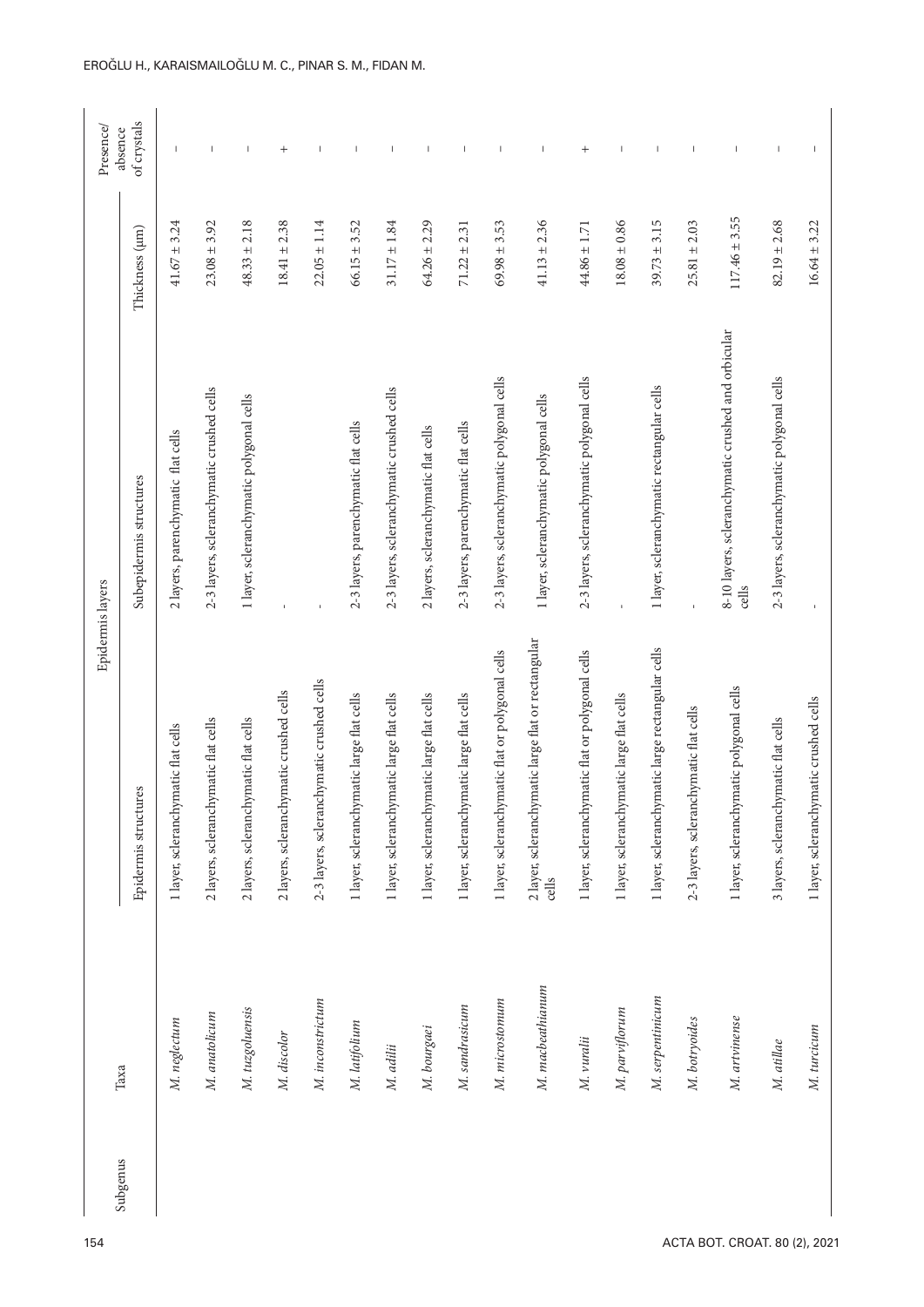| Subgenus | Taxa | Epidermis layers | | | Presence/ absence of crystals |
|---|---|---|---|---|---|
| | | Epidermis structures | Subepidermis structures | Thickness (µm) | |
| | *M. neglectum* | 1 layer, scleranchymatic flat cells | 2 layers, parenchymatic flat cells | 41.67 ± 3.24 | – |
| | *M. anatolicum* | 2 layers, scleranchymatic flat cells | 2-3 layers, scleranchymatic crushed cells | 23.08 ± 3.92 | – |
| | *M. tuzgoluensis* | 2 layers, scleranchymatic flat cells | 1 layer, scleranchymatic polygonal cells | 48.33 ± 2.18 | – |
| | *M. discolor* | 2 layers, scleranchymatic crushed cells | - | 18.41 ± 2.38 | + |
| | *M. inconstrictum* | 2-3 layers, scleranchymatic crushed cells | - | 22.05 ± 1.14 | – |
| | *M. latifolium* | 1 layer, scleranchymatic large flat cells | 2-3 layers, parenchymatic flat cells | 66.15 ± 3.52 | – |
| | *M. adilii* | 1 layer, scleranchymatic large flat cells | 2-3 layers, scleranchymatic crushed cells | 31.17 ± 1.84 | – |
| | *M. bourgaei* | 1 layer, scleranchymatic large flat cells | 2 layers, scleranchymatic flat cells | 64.26 ± 2.29 | – |
| | *M. sandrasicum* | 1 layer, scleranchymatic large flat cells | 2-3 layers, parenchymatic flat cells | 71.22 ± 2.31 | – |
| | *M. microstomum* | 1 layer, scleranchymatic flat or polygonal cells | 2-3 layers, scleranchymatic polygonal cells | 69.98 ± 3.53 | – |
| | *M. macbeathianum* | 2 layer, scleranchymatic large flat or rectangular cells | 1 layer, scleranchymatic polygonal cells | 41.13 ± 2.36 | – |
| | *M. vuralii* | 1 layer, scleranchymatic flat or polygonal cells | 2-3 layers, scleranchymatic polygonal cells | 44.86 ± 1.71 | + |
| | *M. parviflorum* | 1 layer, scleranchymatic large flat cells | - | 18.08 ± 0.86 | – |
| | *M. serpentinicum* | 1 layer, scleranchymatic large rectangular cells | 1 layer, scleranchymatic rectangular cells | 39.73 ± 3.15 | – |
| | *M. botryoides* | 2-3 layers, scleranchymatic flat cells | - | 25.81 ± 2.03 | – |
| | *M. artvinense* | 1 layer, scleranchymatic polygonal cells | 8-10 layers, scleranchymatic crushed and orbicular cells | 117.46 ± 3.55 | – |
| | *M. atillae* | 3 layers, scleranchymatic flat cells | 2-3 layers, scleranchymatic polygonal cells | 82.19 ± 2.68 | – |
| | *M. turcicum* | 1 layer, scleranchymatic crushed cells | - | 16.64 ± 3.22 | – |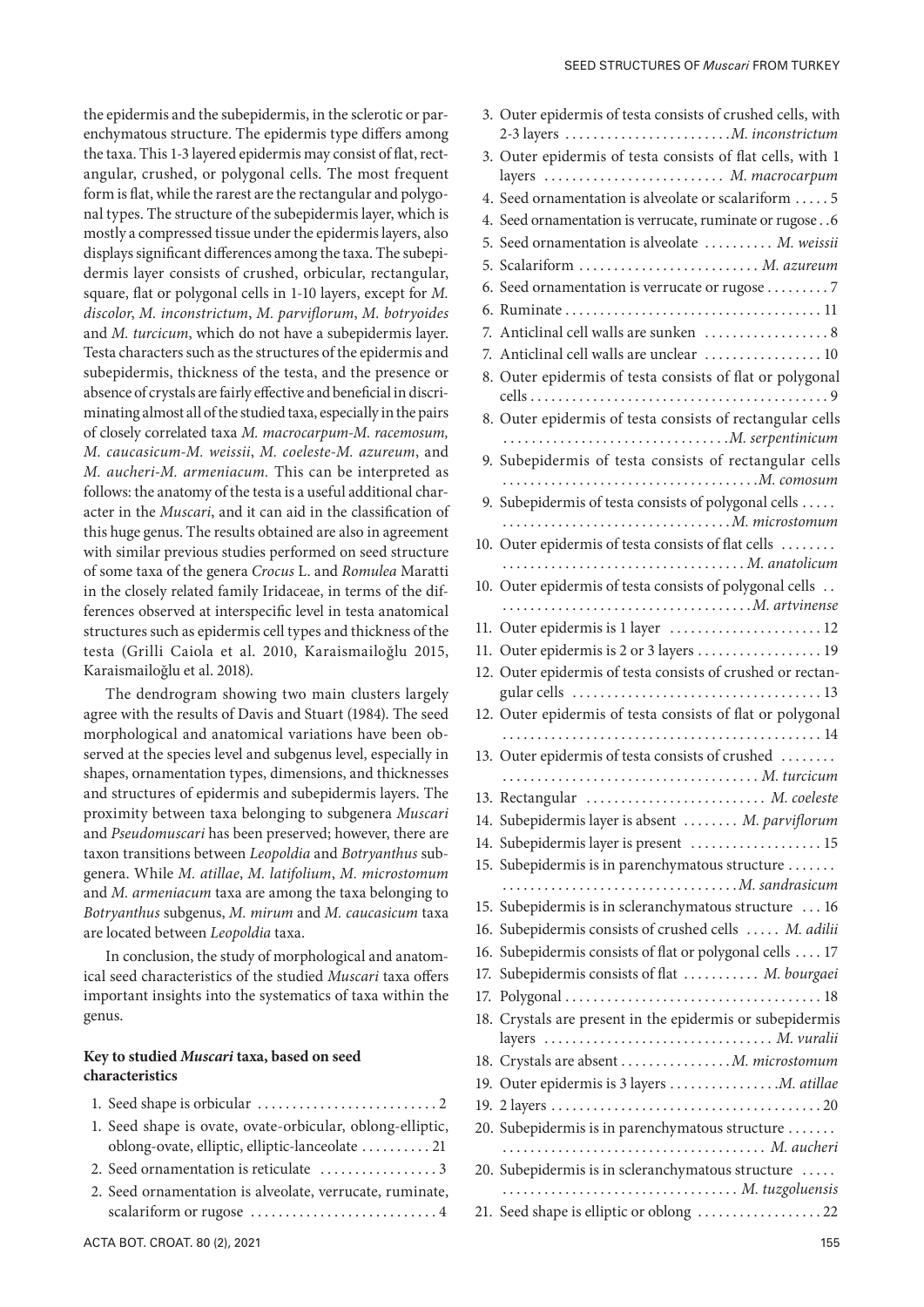the epidermis and the subepidermis, in the sclerotic or parenchymatous structure. The epidermis type differs among the taxa. This 1-3 layered epidermis may consist of flat, rectangular, crushed, or polygonal cells. The most frequent form is flat, while the rarest are the rectangular and polygonal types. The structure of the subepidermis layer, which is mostly a compressed tissue under the epidermis layers, also displays significant differences among the taxa. The subepidermis layer consists of crushed, orbicular, rectangular, square, flat or polygonal cells in 1-10 layers, except for *M. discolor*, *M. inconstrictum*, *M. parviflorum*, *M. botryoides* and *M. turcicum*, which do not have a subepidermis layer. Testa characters such as the structures of the epidermis and subepidermis, thickness of the testa, and the presence or absence of crystals are fairly effective and beneficial in discriminating almost all of the studied taxa, especially in the pairs of closely correlated taxa *M. macrocarpum-M. racemosum, M. caucasicum-M. weissii*, *M. coeleste-M. azureum*, and *M. aucheri-M. armeniacum*. This can be interpreted as follows: the anatomy of the testa is a useful additional character in the *Muscari*, and it can aid in the classification of this huge genus. The results obtained are also in agreement with similar previous studies performed on seed structure of some taxa of the genera *Crocus* L. and *Romulea* Maratti in the closely related family Iridaceae, in terms of the differences observed at interspecific level in testa anatomical structures such as epidermis cell types and thickness of the testa (Grilli Caiola et al. 2010, Karaismailoğlu 2015, Karaismailoğlu et al. 2018).

The dendrogram showing two main clusters largely agree with the results of Davis and Stuart (1984). The seed morphological and anatomical variations have been observed at the species level and subgenus level, especially in shapes, ornamentation types, dimensions, and thicknesses and structures of epidermis and subepidermis layers. The proximity between taxa belonging to subgenera *Muscari* and *Pseudomuscari* has been preserved; however, there are taxon transitions between *Leopoldia* and *Botryanthus* subgenera. While *M. atillae*, *M. latifolium*, *M. microstomum* and *M. armeniacum* taxa are among the taxa belonging to *Botryanthus* subgenus, *M. mirum* and *M. caucasicum* taxa are located between *Leopoldia* taxa.

In conclusion, the study of morphological and anatomical seed characteristics of the studied *Muscari* taxa offers important insights into the systematics of taxa within the genus.

### Key to studied *Muscari* taxa, based on seed characteristics

1. Seed shape is orbicular .......................... 2
1. Seed shape is ovate, ovate-orbicular, oblong-elliptic, oblong-ovate, elliptic, elliptic-lanceolate .......... 21
2. Seed ornamentation is reticulate ................. 3
2. Seed ornamentation is alveolate, verrucate, ruminate, scalariform or rugose ........................... 4
3. Outer epidermis of testa consists of crushed cells, with 2-3 layers ........................ *M. inconstrictum*
3. Outer epidermis of testa consists of flat cells, with 1 layers .......................... *M. macrocarpum*
4. Seed ornamentation is alveolate or scalariform ..... 5
4. Seed ornamentation is verrucate, ruminate or rugose . . 6
5. Seed ornamentation is alveolate .......... *M. weissii*
5. Scalariform .......................... *M. azureum*
6. Seed ornamentation is verrucate or rugose ......... 7
6. Ruminate .................................... 11
7. Anticlinal cell walls are sunken .................. 8
7. Anticlinal cell walls are unclear ................. 10
8. Outer epidermis of testa consists of flat or polygonal cells ........................................... 9
8. Outer epidermis of testa consists of rectangular cells ................................ *M. serpentinicum*
9. Subepidermis of testa consists of rectangular cells ..................................... *M. comosum*
9. Subepidermis of testa consists of polygonal cells ..... ................................. *M. microstomum*
10. Outer epidermis of testa consists of flat cells ........ ................................... *M. anatolicum*
10. Outer epidermis of testa consists of polygonal cells . . ................................... *M. artvinense*
11. Outer epidermis is 1 layer ...................... 12
11. Outer epidermis is 2 or 3 layers ................. 19
12. Outer epidermis of testa consists of crushed or rectangular cells .................................... 13
12. Outer epidermis of testa consists of flat or polygonal ............................................. 14
13. Outer epidermis of testa consists of crushed ........ ..................................... *M. turcicum*
13. Rectangular .......................... *M. coeleste*
14. Subepidermis layer is absent ........ *M. parviflorum*
14. Subepidermis layer is present ................... 15
15. Subepidermis is in parenchymatous structure ....... .................................. *M. sandrasicum*
15. Subepidermis is in scleranchymatous structure ... 16
16. Subepidermis consists of crushed cells ..... *M. adilii*
16. Subepidermis consists of flat or polygonal cells .... 17
17. Subepidermis consists of flat ........... *M. bourgaei*
17. Polygonal .................................... 18
18. Crystals are present in the epidermis or subepidermis layers ................................ *M. vuralii*
18. Crystals are absent ................*M. microstomum*
19. Outer epidermis is 3 layers ................*M. atillae*
19. 2 layers ...................................... 20
20. Subepidermis is in parenchymatous structure ....... ...................................... *M. aucheri*
20. Subepidermis is in scleranchymatous structure ..... .................................. *M. tuzgoluensis*
21. Seed shape is elliptic or oblong .................. 22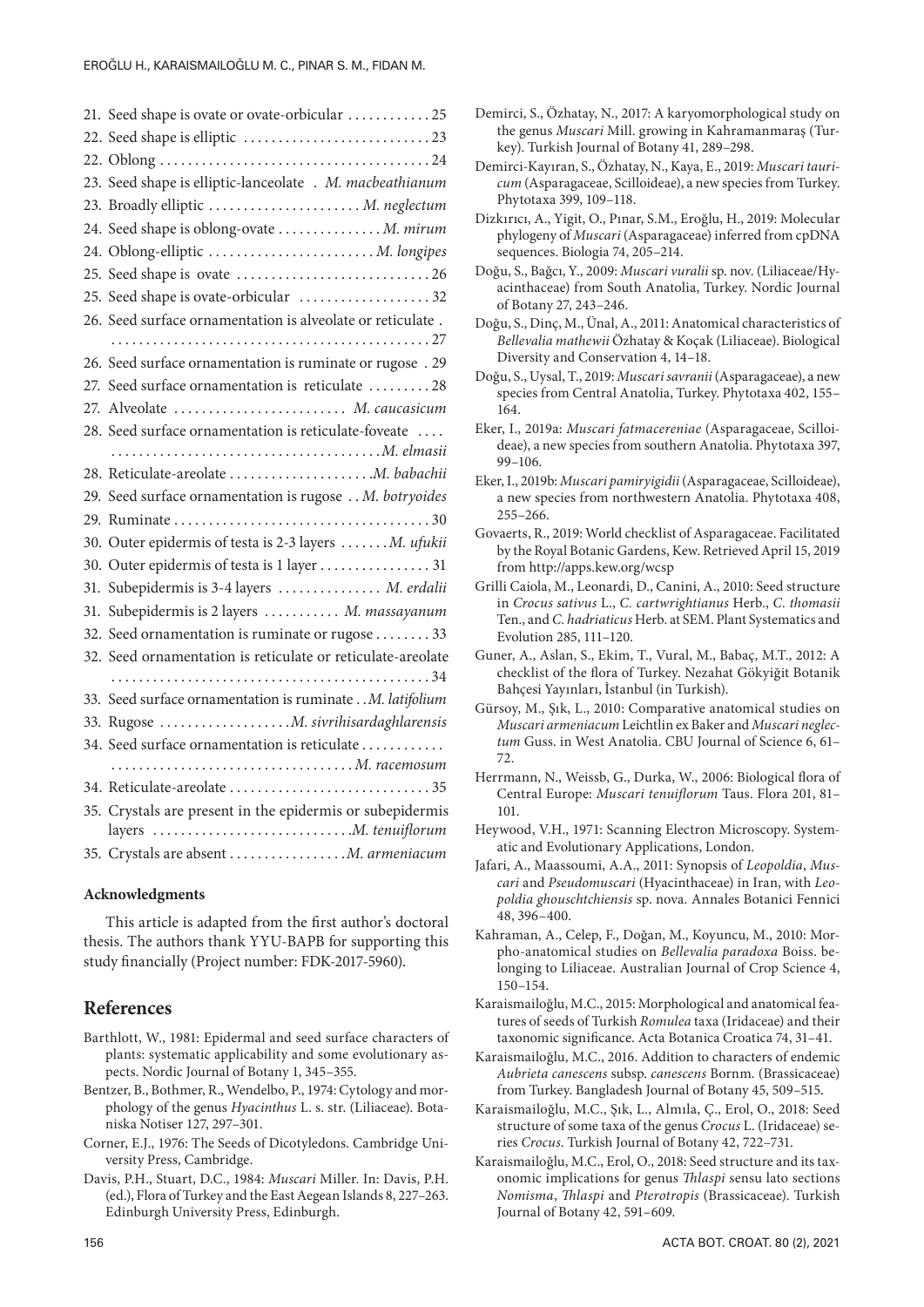21. Seed shape is ovate or ovate-orbicular . . . . . . . . . . . . 25
22. Seed shape is elliptic . . . . . . . . . . . . . . . . . . . . . . . . . . 23
22. Oblong . . . . . . . . . . . . . . . . . . . . . . . . . . . . . . . . . . . . . . 24
23. Seed shape is elliptic-lanceolate . *M. macbeathianum*
23. Broadly elliptic . . . . . . . . . . . . . . . . . . . . . . *M. neglectum*
24. Seed shape is oblong-ovate . . . . . . . . . . . . . . *M. mirum*
24. Oblong-elliptic . . . . . . . . . . . . . . . . . . . . . . . . *M. longipes*
25. Seed shape is ovate . . . . . . . . . . . . . . . . . . . . . . . . . . . 26
25. Seed shape is ovate-orbicular . . . . . . . . . . . . . . . . . . 32
26. Seed surface ornamentation is alveolate or reticulate . . . . . . . . . . . . . . . . . . . . . . . . . . . . . . . . . . . . . . . . . . . . . . . . . . 27
26. Seed surface ornamentation is ruminate or rugose . 29
27. Seed surface ornamentation is reticulate . . . . . . . . . 28
27. Alveolate . . . . . . . . . . . . . . . . . . . . . . . . . *M. caucasicum*
28. Seed surface ornamentation is reticulate-foveate . . . . . . . . . . . . . . . . . . . . . . . . . . . . . . . . . . . . . . . . . . *M. elmasii*
28. Reticulate-areolate . . . . . . . . . . . . . . . . . . . . *M. babachii*
29. Seed surface ornamentation is rugose . . *M. botryoides*
29. Ruminate . . . . . . . . . . . . . . . . . . . . . . . . . . . . . . . . . . . . 30
30. Outer epidermis of testa is 2-3 layers . . . . . . . *M. ufukii*
30. Outer epidermis of testa is 1 layer . . . . . . . . . . . . . . . . 31
31. Subepidermis is 3-4 layers . . . . . . . . . . . . . . . *M. erdalii*
31. Subepidermis is 2 layers . . . . . . . . . . . *M. massayanum*
32. Seed ornamentation is ruminate or rugose . . . . . . . . 33
32. Seed ornamentation is reticulate or reticulate-areolate . . . . . . . . . . . . . . . . . . . . . . . . . . . . . . . . . . . . . . . . . . . . . . . 34
33. Seed surface ornamentation is ruminate . . *M. latifolium*
33. Rugose . . . . . . . . . . . . . . . . . . . *M. sivrihisardaghlarensis*
34. Seed surface ornamentation is reticulate . . . . . . . . . . . . . . . . . . . . . . . . . . . . . . . . . . . . . . . . . . . . . . . *M. racemosum*
34. Reticulate-areolate . . . . . . . . . . . . . . . . . . . . . . . . . . . . . 35
35. Crystals are present in the epidermis or subepidermis layers . . . . . . . . . . . . . . . . . . . . . . . . . . . . *M. tenuiflorum*
35. Crystals are absent . . . . . . . . . . . . . . . . . *M. armeniacum*

**Acknowledgments**

This article is adapted from the first author's doctoral thesis. The authors thank YYU-BAPB for supporting this study financially (Project number: FDK-2017-5960).

## References

Barthlott, W., 1981: Epidermal and seed surface characters of plants: systematic applicability and some evolutionary aspects. Nordic Journal of Botany 1, 345–355.

Bentzer, B., Bothmer, R., Wendelbo, P., 1974: Cytology and morphology of the genus *Hyacinthus* L. s. str. (Liliaceae). Botaniska Notiser 127, 297–301.

Corner, E.J., 1976: The Seeds of Dicotyledons. Cambridge University Press, Cambridge.

Davis, P.H., Stuart, D.C., 1984: *Muscari* Miller. In: Davis, P.H. (ed.), Flora of Turkey and the East Aegean Islands 8, 227–263. Edinburgh University Press, Edinburgh.

Demirci, S., Özhatay, N., 2017: A karyomorphological study on the genus *Muscari* Mill. growing in Kahramanmaraş (Turkey). Turkish Journal of Botany 41, 289–298.

Demirci-Kayıran, S., Özhatay, N., Kaya, E., 2019: *Muscari tauricum* (Asparagaceae, Scilloideae), a new species from Turkey. Phytotaxa 399, 109–118.

Dizkırıcı, A., Yigit, O., Pınar, S.M., Eroğlu, H., 2019: Molecular phylogeny of *Muscari* (Asparagaceae) inferred from cpDNA sequences. Biologia 74, 205–214.

Doğu, S., Bağcı, Y., 2009: *Muscari vuralii* sp. nov. (Liliaceae/Hyacinthaceae) from South Anatolia, Turkey. Nordic Journal of Botany 27, 243–246.

Doğu, S., Dinç, M., Ünal, A., 2011: Anatomical characteristics of *Bellevalia mathewii* Özhatay & Koçak (Liliaceae). Biological Diversity and Conservation 4, 14–18.

Doğu, S., Uysal, T., 2019: *Muscari savranii* (Asparagaceae), a new species from Central Anatolia, Turkey. Phytotaxa 402, 155–164.

Eker, I., 2019a: *Muscari fatmacereniae* (Asparagaceae, Scilloideae), a new species from southern Anatolia. Phytotaxa 397, 99–106.

Eker, I., 2019b: *Muscari pamiryigidii* (Asparagaceae, Scilloideae), a new species from northwestern Anatolia. Phytotaxa 408, 255–266.

Govaerts, R., 2019: World checklist of Asparagaceae. Facilitated by the Royal Botanic Gardens, Kew. Retrieved April 15, 2019 from http://apps.kew.org/wcsp

Grilli Caiola, M., Leonardi, D., Canini, A., 2010: Seed structure in *Crocus sativus* L., *C. cartwrightianus* Herb., *C. thomasii* Ten., and *C. hadriaticus* Herb. at SEM. Plant Systematics and Evolution 285, 111–120.

Guner, A., Aslan, S., Ekim, T., Vural, M., Babaç, M.T., 2012: A checklist of the flora of Turkey. Nezahat Gökyiğit Botanik Bahçesi Yayınları, İstanbul (in Turkish).

Gürsoy, M., Şık, L., 2010: Comparative anatomical studies on *Muscari armeniacum* Leichtlin ex Baker and *Muscari neglectum* Guss. in West Anatolia. CBU Journal of Science 6, 61–72.

Herrmann, N., Weissb, G., Durka, W., 2006: Biological flora of Central Europe: *Muscari tenuiflorum* Taus. Flora 201, 81–101.

Heywood, V.H., 1971: Scanning Electron Microscopy. Systematic and Evolutionary Applications, London.

Jafari, A., Maassoumi, A.A., 2011: Synopsis of *Leopoldia*, *Muscari* and *Pseudomuscari* (Hyacinthaceae) in Iran, with *Leopoldia ghouschtchiensis* sp. nova. Annales Botanici Fennici 48, 396–400.

Kahraman, A., Celep, F., Doğan, M., Koyuncu, M., 2010: Morpho-anatomical studies on *Bellevalia paradoxa* Boiss. belonging to Liliaceae. Australian Journal of Crop Science 4, 150–154.

Karaismailoğlu, M.C., 2015: Morphological and anatomical features of seeds of Turkish *Romulea* taxa (Iridaceae) and their taxonomic significance. Acta Botanica Croatica 74, 31–41.

Karaismailoğlu, M.C., 2016. Addition to characters of endemic *Aubrieta canescens* subsp. *canescens* Bornm. (Brassicaceae) from Turkey. Bangladesh Journal of Botany 45, 509–515.

Karaismailoğlu, M.C., Şık, L., Almıla, Ç., Erol, O., 2018: Seed structure of some taxa of the genus *Crocus* L. (Iridaceae) series *Crocus*. Turkish Journal of Botany 42, 722–731.

Karaismailoğlu, M.C., Erol, O., 2018: Seed structure and its taxonomic implications for genus *Thlaspi* sensu lato sections *Nomisma*, *Thlaspi* and *Pterotropis* (Brassicaceae). Turkish Journal of Botany 42, 591–609.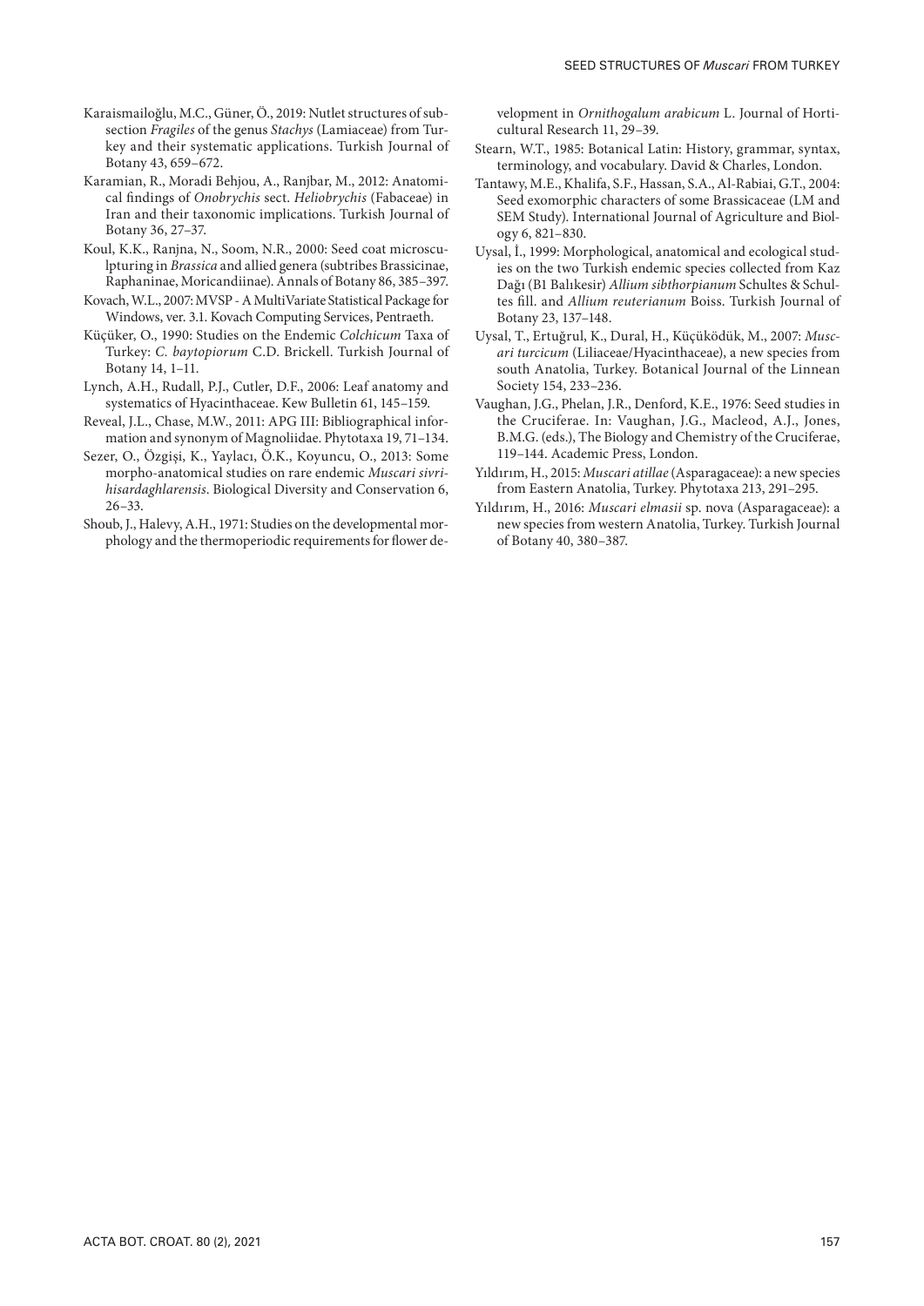Karaismailoğlu, M.C., Güner, Ö., 2019: Nutlet structures of subsection *Fragiles* of the genus *Stachys* (Lamiaceae) from Turkey and their systematic applications. Turkish Journal of Botany 43, 659–672.

Karamian, R., Moradi Behjou, A., Ranjbar, M., 2012: Anatomical findings of *Onobrychis* sect. *Heliobrychis* (Fabaceae) in Iran and their taxonomic implications. Turkish Journal of Botany 36, 27–37.

Koul, K.K., Ranjna, N., Soom, N.R., 2000: Seed coat microsculpturing in *Brassica* and allied genera (subtribes Brassicinae, Raphaninae, Moricandiinae). Annals of Botany 86, 385–397.

Kovach, W.L., 2007: MVSP - A MultiVariate Statistical Package for Windows, ver. 3.1. Kovach Computing Services, Pentraeth.

Küçüker, O., 1990: Studies on the Endemic *Colchicum* Taxa of Turkey: *C. baytopiorum* C.D. Brickell. Turkish Journal of Botany 14, 1–11.

Lynch, A.H., Rudall, P.J., Cutler, D.F., 2006: Leaf anatomy and systematics of Hyacinthaceae. Kew Bulletin 61, 145–159.

Reveal, J.L., Chase, M.W., 2011: APG III: Bibliographical information and synonym of Magnoliidae. Phytotaxa 19, 71–134.

Sezer, O., Özgişi, K., Yaylacı, Ö.K., Koyuncu, O., 2013: Some morpho-anatomical studies on rare endemic *Muscari sivrihisardaghlarensis*. Biological Diversity and Conservation 6, 26–33.

Shoub, J., Halevy, A.H., 1971: Studies on the developmental morphology and the thermoperiodic requirements for flower development in *Ornithogalum arabicum* L. Journal of Horticultural Research 11, 29–39.

Stearn, W.T., 1985: Botanical Latin: History, grammar, syntax, terminology, and vocabulary. David & Charles, London.

Tantawy, M.E., Khalifa, S.F., Hassan, S.A., Al-Rabiai, G.T., 2004: Seed exomorphic characters of some Brassicaceae (LM and SEM Study). International Journal of Agriculture and Biology 6, 821–830.

Uysal, İ., 1999: Morphological, anatomical and ecological studies on the two Turkish endemic species collected from Kaz Dağı (B1 Balıkesir) *Allium sibthorpianum* Schultes & Schultes fill. and *Allium reuterianum* Boiss. Turkish Journal of Botany 23, 137–148.

Uysal, T., Ertuğrul, K., Dural, H., Küçüködük, M., 2007: *Muscari turcicum* (Liliaceae/Hyacinthaceae), a new species from south Anatolia, Turkey. Botanical Journal of the Linnean Society 154, 233–236.

Vaughan, J.G., Phelan, J.R., Denford, K.E., 1976: Seed studies in the Cruciferae. In: Vaughan, J.G., Macleod, A.J., Jones, B.M.G. (eds.), The Biology and Chemistry of the Cruciferae, 119–144. Academic Press, London.

Yıldırım, H., 2015: *Muscari atillae* (Asparagaceae): a new species from Eastern Anatolia, Turkey. Phytotaxa 213, 291–295.

Yıldırım, H., 2016: *Muscari elmasii* sp. nova (Asparagaceae): a new species from western Anatolia, Turkey. Turkish Journal of Botany 40, 380–387.